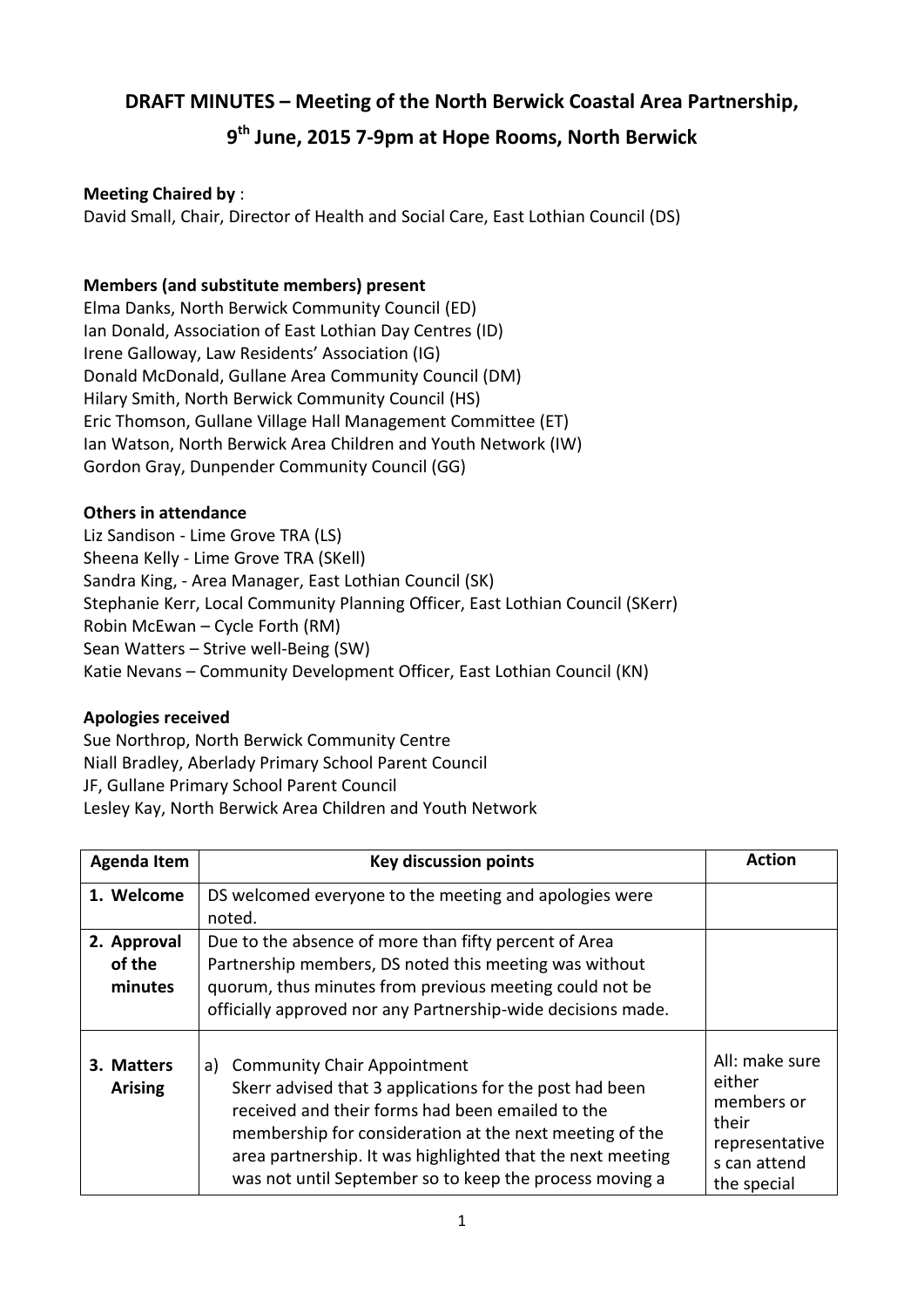# DRAFT MINUTES – Meeting of the North Berwick Coastal Area Partnership, 9th June, 2015 7-9pm at Hope Rooms, North Berwick

**Meeting Chaired by** :
David Small, Chair, Director of Health and Social Care, East Lothian Council (DS)

**Members (and substitute members) present**
Elma Danks, North Berwick Community Council (ED)
Ian Donald, Association of East Lothian Day Centres (ID)
Irene Galloway, Law Residents' Association (IG)
Donald McDonald, Gullane Area Community Council (DM)
Hilary Smith, North Berwick Community Council (HS)
Eric Thomson, Gullane Village Hall Management Committee (ET)
Ian Watson, North Berwick Area Children and Youth Network (IW)
Gordon Gray, Dunpender Community Council (GG)

**Others in attendance**
Liz Sandison - Lime Grove TRA (LS)
Sheena Kelly - Lime Grove TRA (SKell)
Sandra King, - Area Manager, East Lothian Council (SK)
Stephanie Kerr, Local Community Planning Officer, East Lothian Council (SKerr)
Robin McEwan – Cycle Forth (RM)
Sean Watters – Strive well-Being (SW)
Katie Nevans – Community Development Officer, East Lothian Council (KN)

**Apologies received**
Sue Northrop, North Berwick Community Centre
Niall Bradley, Aberlady Primary School Parent Council
JF, Gullane Primary School Parent Council
Lesley Kay, North Berwick Area Children and Youth Network

| Agenda Item | Key discussion points | Action |
|---|---|---|
| **1. Welcome** | DS welcomed everyone to the meeting and apologies were noted. | |
| **2. Approval of the minutes** | Due to the absence of more than fifty percent of Area Partnership members, DS noted this meeting was without quorum, thus minutes from previous meeting could not be officially approved nor any Partnership-wide decisions made. | |
| **3. Matters Arising** | a) Community Chair Appointment<br>Skerr advised that 3 applications for the post had been received and their forms had been emailed to the membership for consideration at the next meeting of the area partnership. It was highlighted that the next meeting was not until September so to keep the process moving a | All: make sure either members or their representatives can attend the special |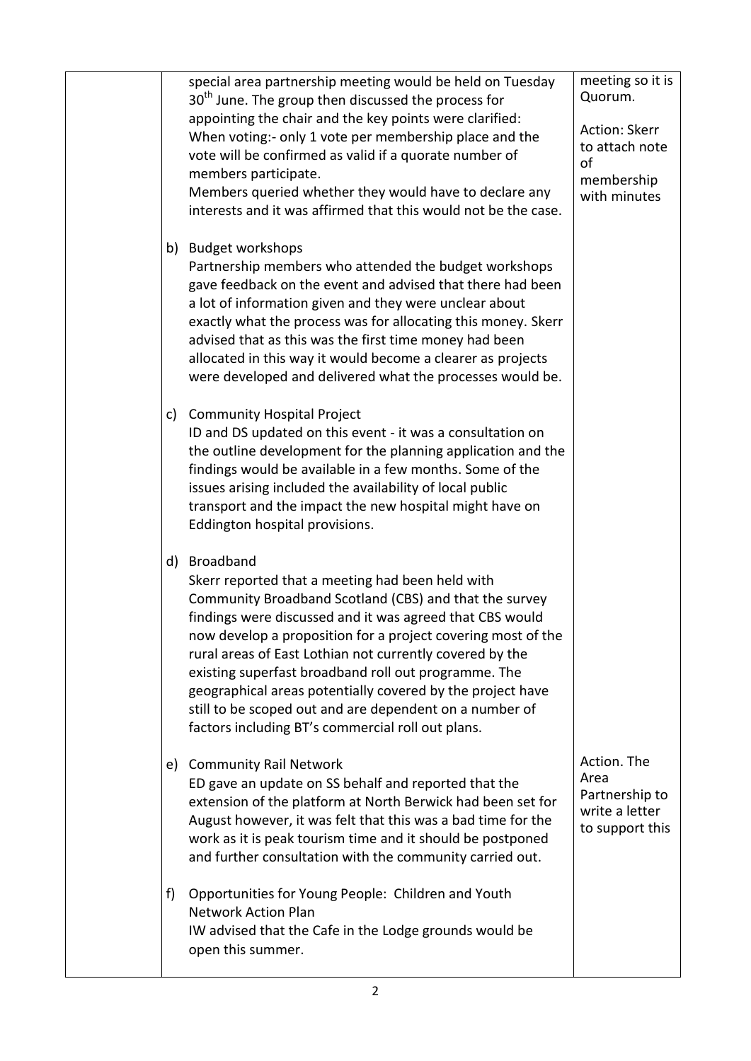| | | |
|---|---|---|
| | special area partnership meeting would be held on Tuesday 30th June. The group then discussed the process for appointing the chair and the key points were clarified: When voting:- only 1 vote per membership place and the vote will be confirmed as valid if a quorate number of members participate. Members queried whether they would have to declare any interests and it was affirmed that this would not be the case. | meeting so it is Quorum. Action: Skerr to attach note of membership with minutes |
| | b) Budget workshops Partnership members who attended the budget workshops gave feedback on the event and advised that there had been a lot of information given and they were unclear about exactly what the process was for allocating this money. Skerr advised that as this was the first time money had been allocated in this way it would become a clearer as projects were developed and delivered what the processes would be. | |
| | c) Community Hospital Project ID and DS updated on this event - it was a consultation on the outline development for the planning application and the findings would be available in a few months. Some of the issues arising included the availability of local public transport and the impact the new hospital might have on Eddington hospital provisions. | |
| | d) Broadband Skerr reported that a meeting had been held with Community Broadband Scotland (CBS) and that the survey findings were discussed and it was agreed that CBS would now develop a proposition for a project covering most of the rural areas of East Lothian not currently covered by the existing superfast broadband roll out programme. The geographical areas potentially covered by the project have still to be scoped out and are dependent on a number of factors including BT's commercial roll out plans. | |
| | e) Community Rail Network ED gave an update on SS behalf and reported that the extension of the platform at North Berwick had been set for August however, it was felt that this was a bad time for the work as it is peak tourism time and it should be postponed and further consultation with the community carried out. | Action. The Area Partnership to write a letter to support this |
| | f) Opportunities for Young People: Children and Youth Network Action Plan IW advised that the Cafe in the Lodge grounds would be open this summer. | |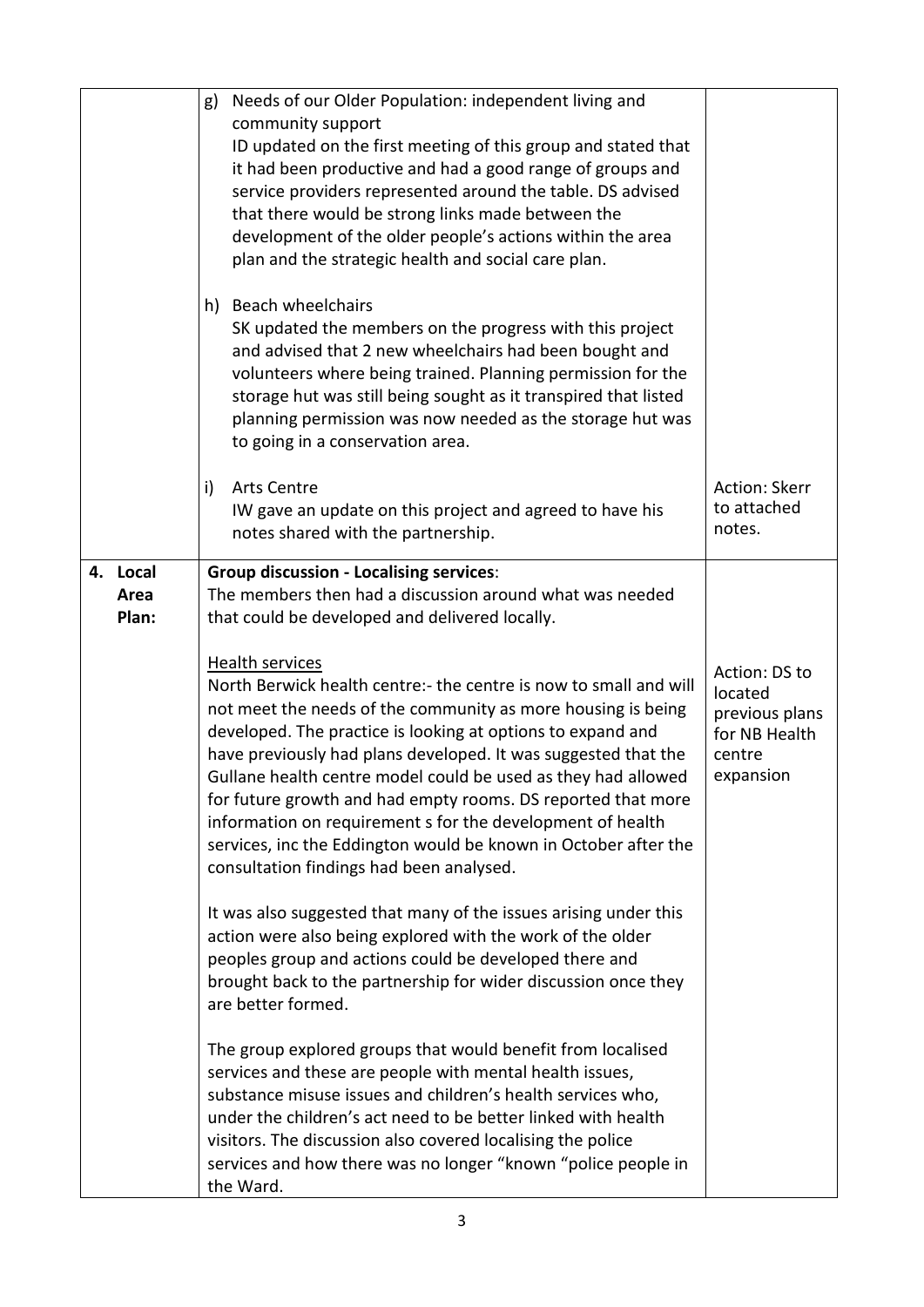| | | |
|---|---|---|
| | g) Needs of our Older Population: independent living and community support<br>ID updated on the first meeting of this group and stated that it had been productive and had a good range of groups and service providers represented around the table. DS advised that there would be strong links made between the development of the older people's actions within the area plan and the strategic health and social care plan.<br><br>h) Beach wheelchairs<br>SK updated the members on the progress with this project and advised that 2 new wheelchairs had been bought and volunteers where being trained. Planning permission for the storage hut was still being sought as it transpired that listed planning permission was now needed as the storage hut was to going in a conservation area.<br><br>i) Arts Centre<br>IW gave an update on this project and agreed to have his notes shared with the partnership. | Action: Skerr to attached notes. |
| 4. Local Area Plan: | **Group discussion - Localising services**:<br>The members then had a discussion around what was needed that could be developed and delivered locally.<br><br><u>Health services</u><br>North Berwick health centre:- the centre is now to small and will not meet the needs of the community as more housing is being developed. The practice is looking at options to expand and have previously had plans developed. It was suggested that the Gullane health centre model could be used as they had allowed for future growth and had empty rooms. DS reported that more information on requirement s for the development of health services, inc the Eddington would be known in October after the consultation findings had been analysed.<br><br>It was also suggested that many of the issues arising under this action were also being explored with the work of the older peoples group and actions could be developed there and brought back to the partnership for wider discussion once they are better formed.<br><br>The group explored groups that would benefit from localised services and these are people with mental health issues, substance misuse issues and children's health services who, under the children's act need to be better linked with health visitors. The discussion also covered localising the police services and how there was no longer "known "police people in the Ward. | Action: DS to located previous plans for NB Health centre expansion |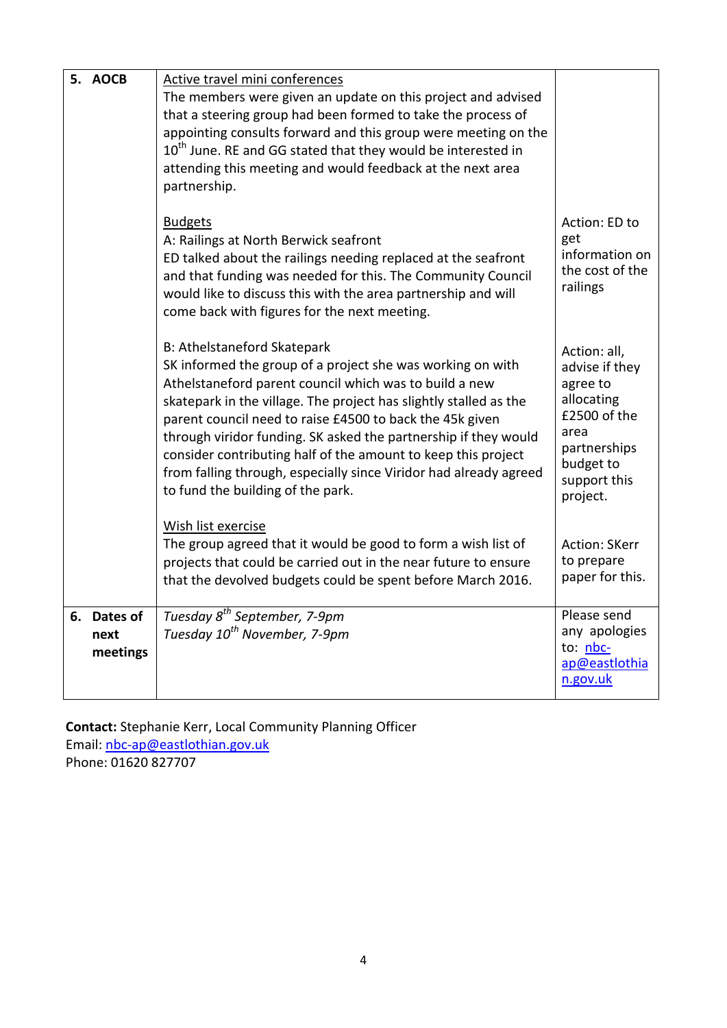| | | |
|---|---|---|
| **5. AOCB** | Active travel mini conferences<br>The members were given an update on this project and advised that a steering group had been formed to take the process of appointing consults forward and this group were meeting on the 10th June. RE and GG stated that they would be interested in attending this meeting and would feedback at the next area partnership.<br><br>Budgets<br>A: Railings at North Berwick seafront<br>ED talked about the railings needing replaced at the seafront and that funding was needed for this. The Community Council would like to discuss this with the area partnership and will come back with figures for the next meeting.<br><br>B: Athelstaneford Skatepark<br>SK informed the group of a project she was working on with Athelstaneford parent council which was to build a new skatepark in the village. The project has slightly stalled as the parent council need to raise £4500 to back the 45k given through viridor funding. SK asked the partnership if they would consider contributing half of the amount to keep this project from falling through, especially since Viridor had already agreed to fund the building of the park.<br><br>Wish list exercise<br>The group agreed that it would be good to form a wish list of projects that could be carried out in the near future to ensure that the devolved budgets could be spent before March 2016. | Action: ED to get information on the cost of the railings<br><br>Action: all, advise if they agree to allocating £2500 of the area partnerships budget to support this project.<br><br>Action: SKerr to prepare paper for this. |
| **6. Dates of next meetings** | *Tuesday 8th September, 7-9pm*<br>*Tuesday 10th November, 7-9pm* | Please send any apologies to: nbc-ap@eastlothian.gov.uk |

**Contact:** Stephanie Kerr, Local Community Planning Officer
Email: nbc-ap@eastlothian.gov.uk
Phone: 01620 827707